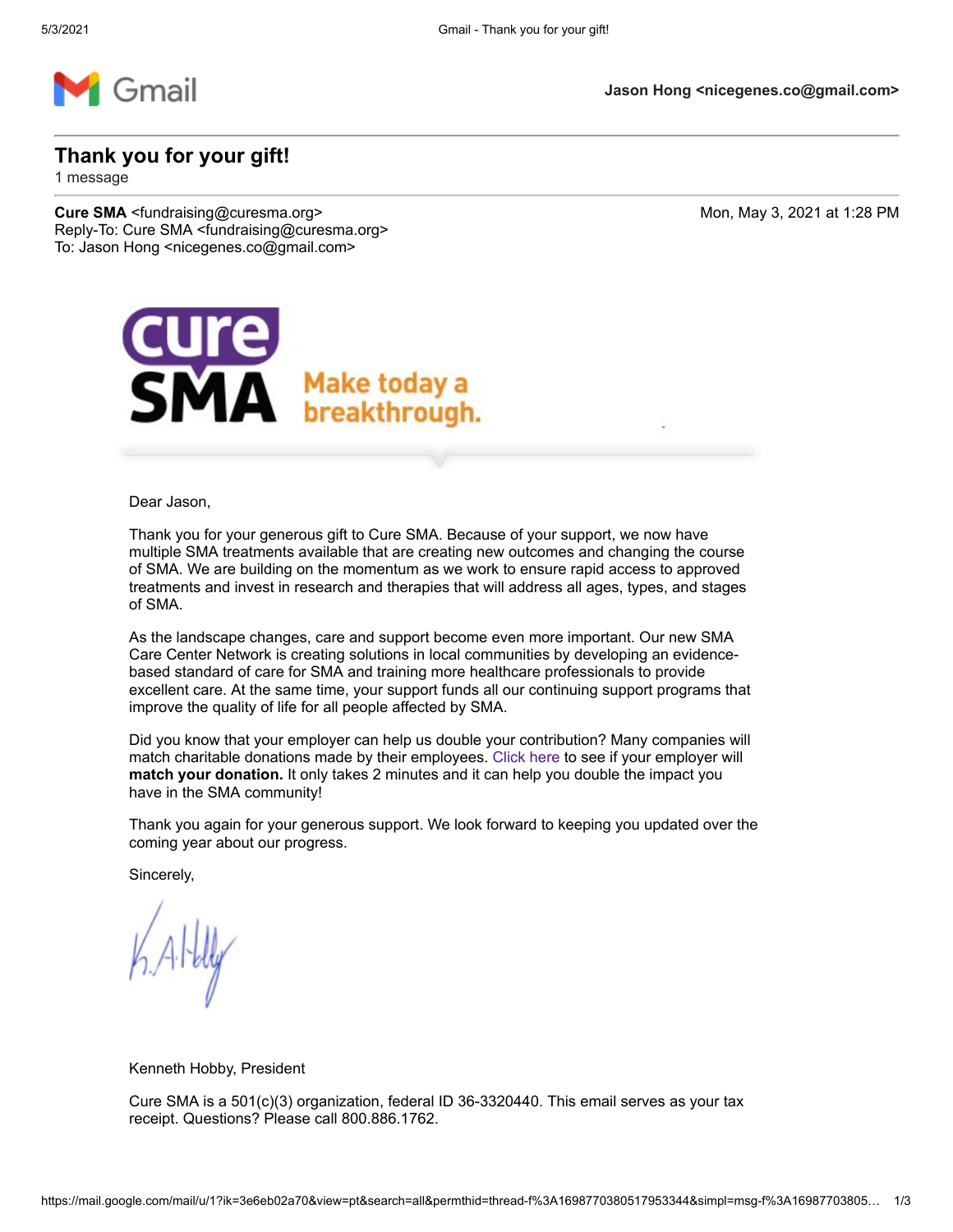Gmail

**Jason Hong <nicegenes.co@gmail.com>**

# Thank you for your gift!

1 message

**Cure SMA** <fundraising@curesma.org>
Reply-To: Cure SMA <fundraising@curesma.org>
To: Jason Hong <nicegenes.co@gmail.com>

Mon, May 3, 2021 at 1:28 PM

cure SMA Make today a breakthrough.

Dear Jason,

Thank you for your generous gift to Cure SMA. Because of your support, we now have multiple SMA treatments available that are creating new outcomes and changing the course of SMA. We are building on the momentum as we work to ensure rapid access to approved treatments and invest in research and therapies that will address all ages, types, and stages of SMA.

As the landscape changes, care and support become even more important. Our new SMA Care Center Network is creating solutions in local communities by developing an evidence-based standard of care for SMA and training more healthcare professionals to provide excellent care. At the same time, your support funds all our continuing support programs that improve the quality of life for all people affected by SMA.

Did you know that your employer can help us double your contribution? Many companies will match charitable donations made by their employees. Click here to see if your employer will **match your donation.** It only takes 2 minutes and it can help you double the impact you have in the SMA community!

Thank you again for your generous support. We look forward to keeping you updated over the coming year about our progress.

Sincerely,

K.A Hobby

Kenneth Hobby, President

Cure SMA is a 501(c)(3) organization, federal ID 36-3320440. This email serves as your tax receipt. Questions? Please call 800.886.1762.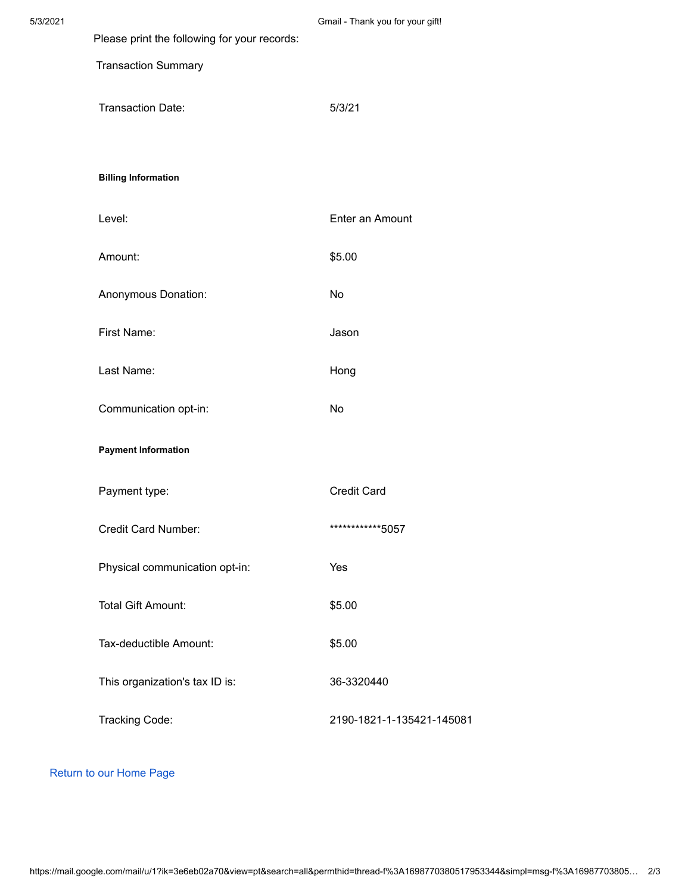Please print the following for your records:

Transaction Summary

| | |
|---|---|
| Transaction Date: | 5/3/21 |

**Billing Information**

| | |
|---|---|
| Level: | Enter an Amount |
| Amount: | $5.00 |
| Anonymous Donation: | No |
| First Name: | Jason |
| Last Name: | Hong |
| Communication opt-in: | No |

**Payment Information**

| | |
|---|---|
| Payment type: | Credit Card |
| Credit Card Number: | ************5057 |
| Physical communication opt-in: | Yes |
| Total Gift Amount: | $5.00 |
| Tax-deductible Amount: | $5.00 |
| This organization's tax ID is: | 36-3320440 |
| Tracking Code: | 2190-1821-1-135421-145081 |

Return to our Home Page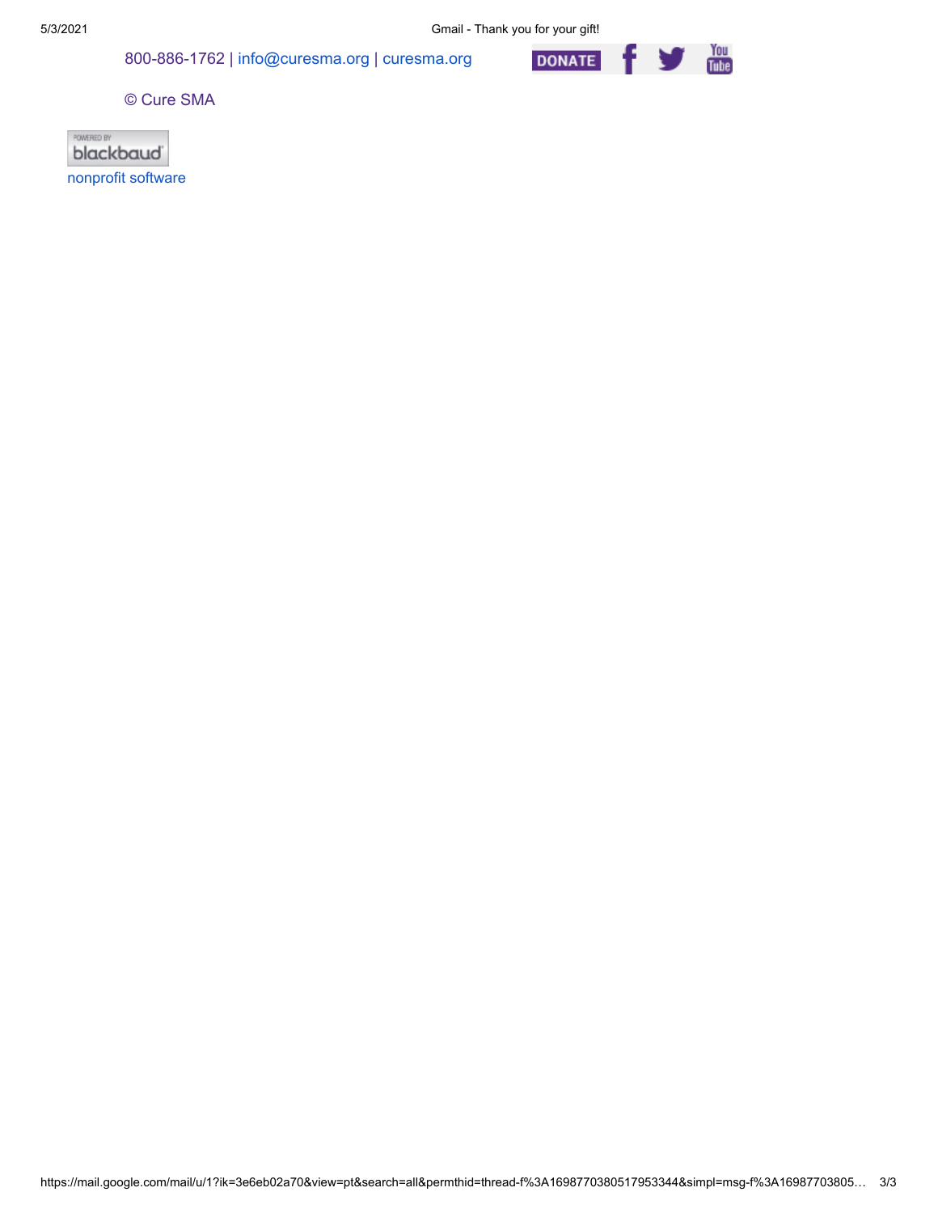800-886-1762 | info@curesma.org | curesma.org

DONATE

© Cure SMA

POWERED BY blackbaud

nonprofit software